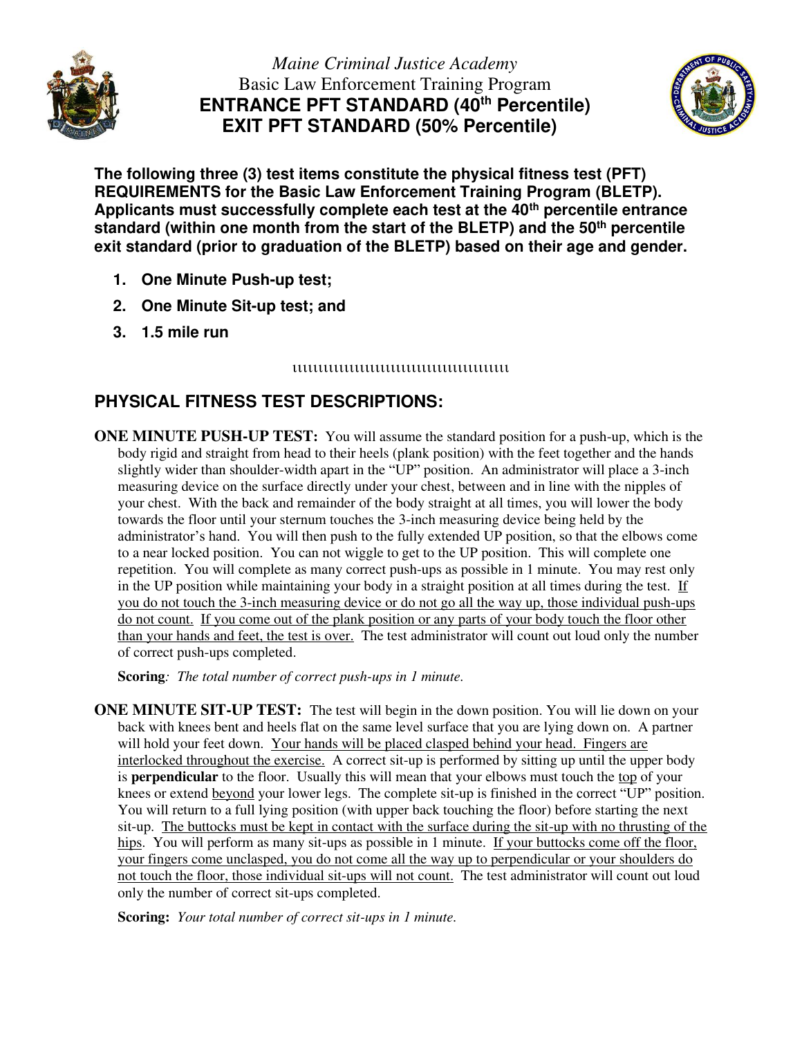*Maine Criminal Justice Academy*

Basic Law Enforcement Training Program

# ENTRANCE PFT STANDARD (40th Percentile)
# EXIT PFT STANDARD (50% Percentile)

**The following three (3) test items constitute the physical fitness test (PFT) REQUIREMENTS for the Basic Law Enforcement Training Program (BLETP). Applicants must successfully complete each test at the 40th percentile entrance standard (within one month from the start of the BLETP) and the 50th percentile exit standard (prior to graduation of the BLETP) based on their age and gender.**

1. **One Minute Push-up test;**
2. **One Minute Sit-up test; and**
3. **1.5 mile run**

ιιιιιιιιιιιιιιιιιιιιιιιιιιιιιιιιιιιιιιι

## PHYSICAL FITNESS TEST DESCRIPTIONS:

**ONE MINUTE PUSH-UP TEST:** You will assume the standard position for a push-up, which is the body rigid and straight from head to their heels (plank position) with the feet together and the hands slightly wider than shoulder-width apart in the "UP" position. An administrator will place a 3-inch measuring device on the surface directly under your chest, between and in line with the nipples of your chest. With the back and remainder of the body straight at all times, you will lower the body towards the floor until your sternum touches the 3-inch measuring device being held by the administrator's hand. You will then push to the fully extended UP position, so that the elbows come to a near locked position. You can not wiggle to get to the UP position. This will complete one repetition. You will complete as many correct push-ups as possible in 1 minute. You may rest only in the UP position while maintaining your body in a straight position at all times during the test. <u>If you do not touch the 3-inch measuring device or do not go all the way up, those individual push-ups do not count.</u> <u>If you come out of the plank position or any parts of your body touch the floor other than your hands and feet, the test is over.</u> The test administrator will count out loud only the number of correct push-ups completed.

**Scoring***: The total number of correct push-ups in 1 minute.*

**ONE MINUTE SIT-UP TEST:** The test will begin in the down position. You will lie down on your back with knees bent and heels flat on the same level surface that you are lying down on. A partner will hold your feet down. <u>Your hands will be placed clasped behind your head. Fingers are interlocked throughout the exercise.</u> A correct sit-up is performed by sitting up until the upper body is **perpendicular** to the floor. Usually this will mean that your elbows must touch the <u>top</u> of your knees or extend <u>beyond</u> your lower legs. The complete sit-up is finished in the correct "UP" position. You will return to a full lying position (with upper back touching the floor) before starting the next sit-up. <u>The buttocks must be kept in contact with the surface during the sit-up with no thrusting of the hips</u>. You will perform as many sit-ups as possible in 1 minute. <u>If your buttocks come off the floor, your fingers come unclasped, you do not come all the way up to perpendicular or your shoulders do not touch the floor, those individual sit-ups will not count.</u> The test administrator will count out loud only the number of correct sit-ups completed.

**Scoring:** *Your total number of correct sit-ups in 1 minute.*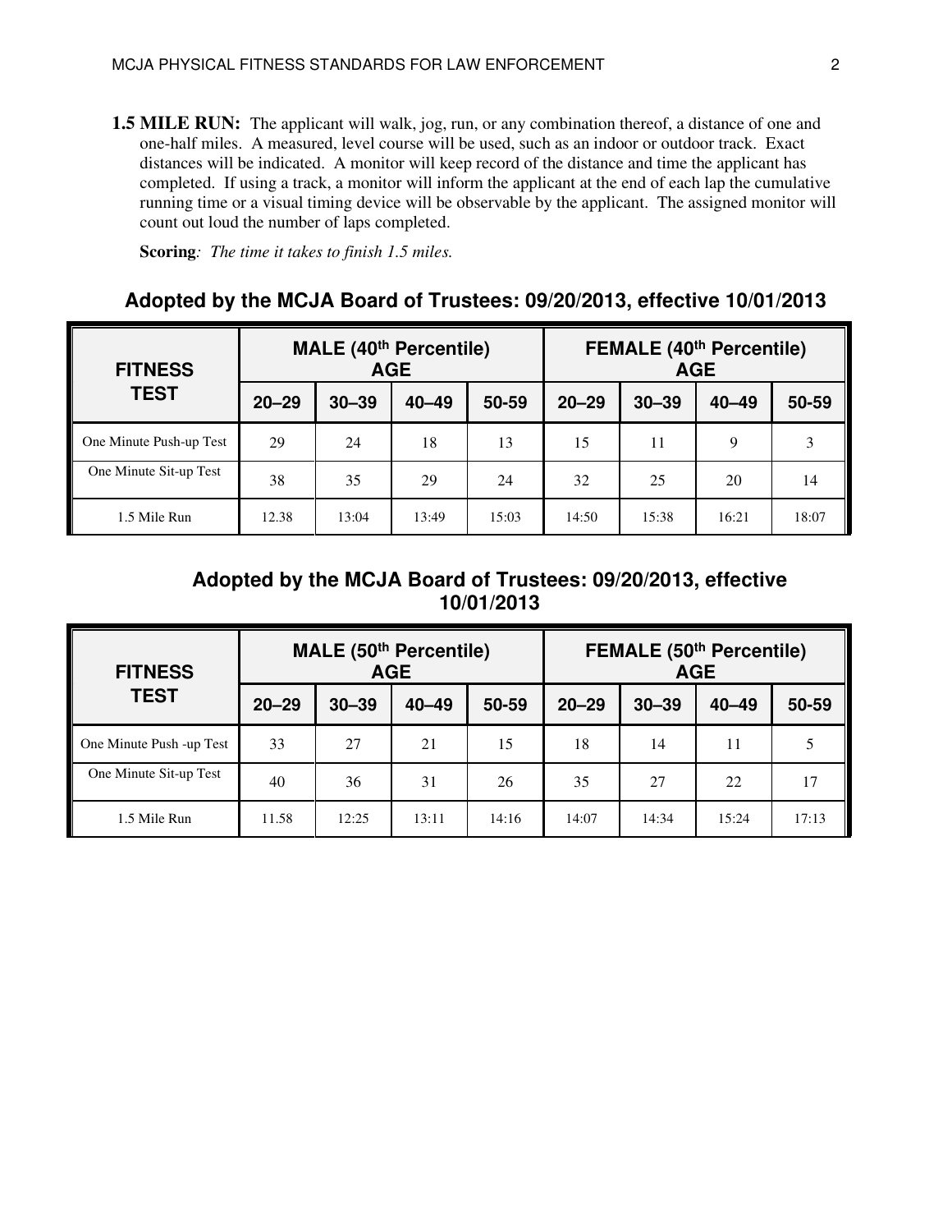**1.5 MILE RUN:** The applicant will walk, jog, run, or any combination thereof, a distance of one and one-half miles. A measured, level course will be used, such as an indoor or outdoor track. Exact distances will be indicated. A monitor will keep record of the distance and time the applicant has completed. If using a track, a monitor will inform the applicant at the end of each lap the cumulative running time or a visual timing device will be observable by the applicant. The assigned monitor will count out loud the number of laps completed.

**Scoring***: The time it takes to finish 1.5 miles.*

## Adopted by the MCJA Board of Trustees: 09/20/2013, effective 10/01/2013

| FITNESS TEST | MALE (40th Percentile) AGE | | | | FEMALE (40th Percentile) AGE | | | |
|---|---|---|---|---|---|---|---|---|
| | 20–29 | 30–39 | 40–49 | 50-59 | 20–29 | 30–39 | 40–49 | 50-59 |
| One Minute Push-up Test | 29 | 24 | 18 | 13 | 15 | 11 | 9 | 3 |
| One Minute Sit-up Test | 38 | 35 | 29 | 24 | 32 | 25 | 20 | 14 |
| 1.5 Mile Run | 12.38 | 13:04 | 13:49 | 15:03 | 14:50 | 15:38 | 16:21 | 18:07 |

## Adopted by the MCJA Board of Trustees: 09/20/2013, effective 10/01/2013

| FITNESS TEST | MALE (50th Percentile) AGE | | | | FEMALE (50th Percentile) AGE | | | |
|---|---|---|---|---|---|---|---|---|
| | 20–29 | 30–39 | 40–49 | 50-59 | 20–29 | 30–39 | 40–49 | 50-59 |
| One Minute Push -up Test | 33 | 27 | 21 | 15 | 18 | 14 | 11 | 5 |
| One Minute Sit-up Test | 40 | 36 | 31 | 26 | 35 | 27 | 22 | 17 |
| 1.5 Mile Run | 11.58 | 12:25 | 13:11 | 14:16 | 14:07 | 14:34 | 15:24 | 17:13 |